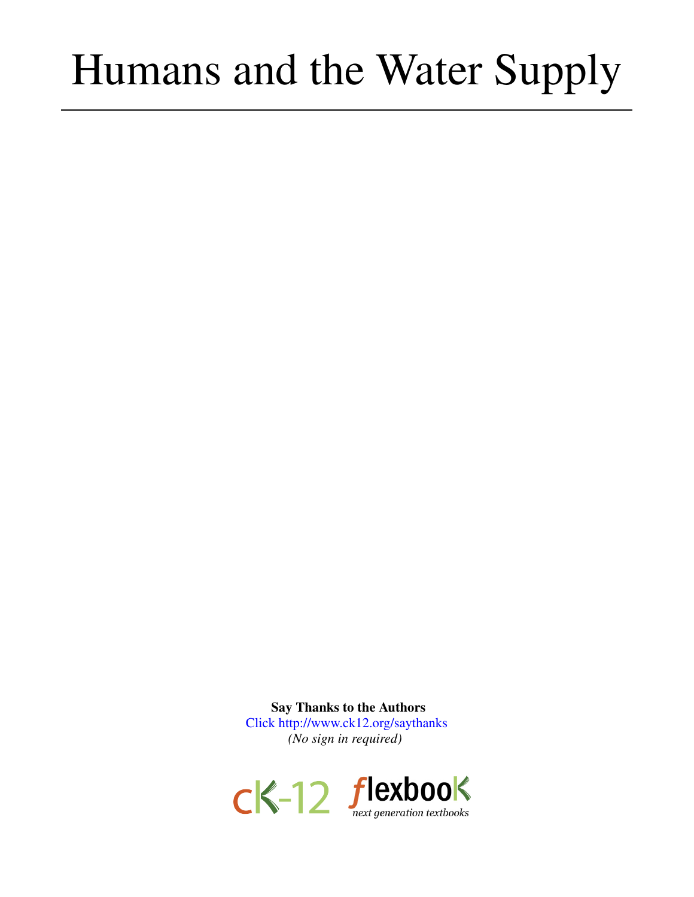# Humans and the Water Supply

**Say Thanks to the Authors**
Click http://www.ck12.org/saythanks
*(No sign in required)*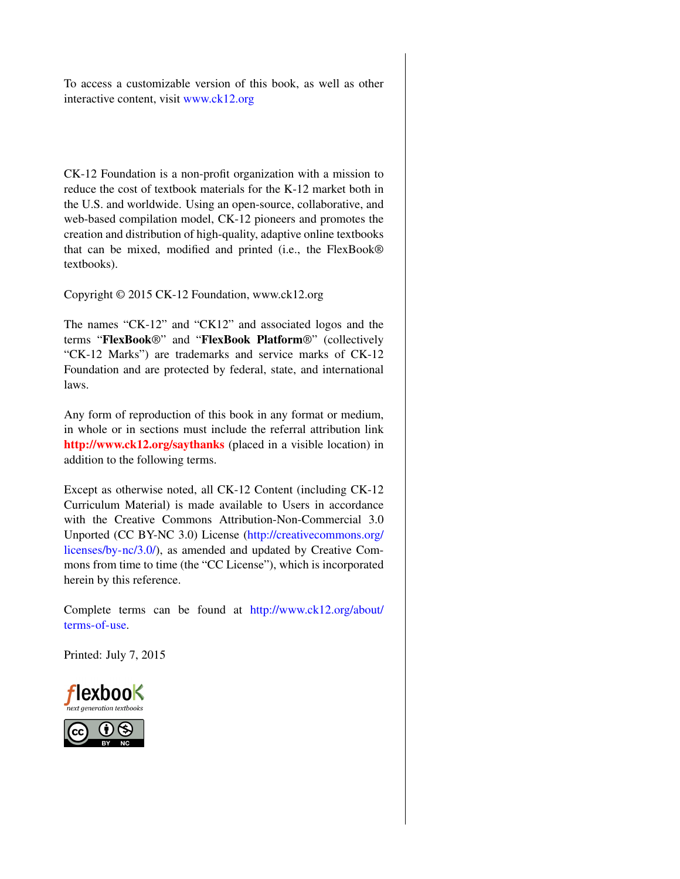To access a customizable version of this book, as well as other interactive content, visit www.ck12.org

CK-12 Foundation is a non-profit organization with a mission to reduce the cost of textbook materials for the K-12 market both in the U.S. and worldwide. Using an open-source, collaborative, and web-based compilation model, CK-12 pioneers and promotes the creation and distribution of high-quality, adaptive online textbooks that can be mixed, modified and printed (i.e., the FlexBook® textbooks).

Copyright © 2015 CK-12 Foundation, www.ck12.org

The names "CK-12" and "CK12" and associated logos and the terms "**FlexBook®**" and "**FlexBook Platform®**" (collectively "CK-12 Marks") are trademarks and service marks of CK-12 Foundation and are protected by federal, state, and international laws.

Any form of reproduction of this book in any format or medium, in whole or in sections must include the referral attribution link **http://www.ck12.org/saythanks** (placed in a visible location) in addition to the following terms.

Except as otherwise noted, all CK-12 Content (including CK-12 Curriculum Material) is made available to Users in accordance with the Creative Commons Attribution-Non-Commercial 3.0 Unported (CC BY-NC 3.0) License (http://creativecommons.org/licenses/by-nc/3.0/), as amended and updated by Creative Commons from time to time (the "CC License"), which is incorporated herein by this reference.

Complete terms can be found at http://www.ck12.org/about/terms-of-use.

Printed: July 7, 2015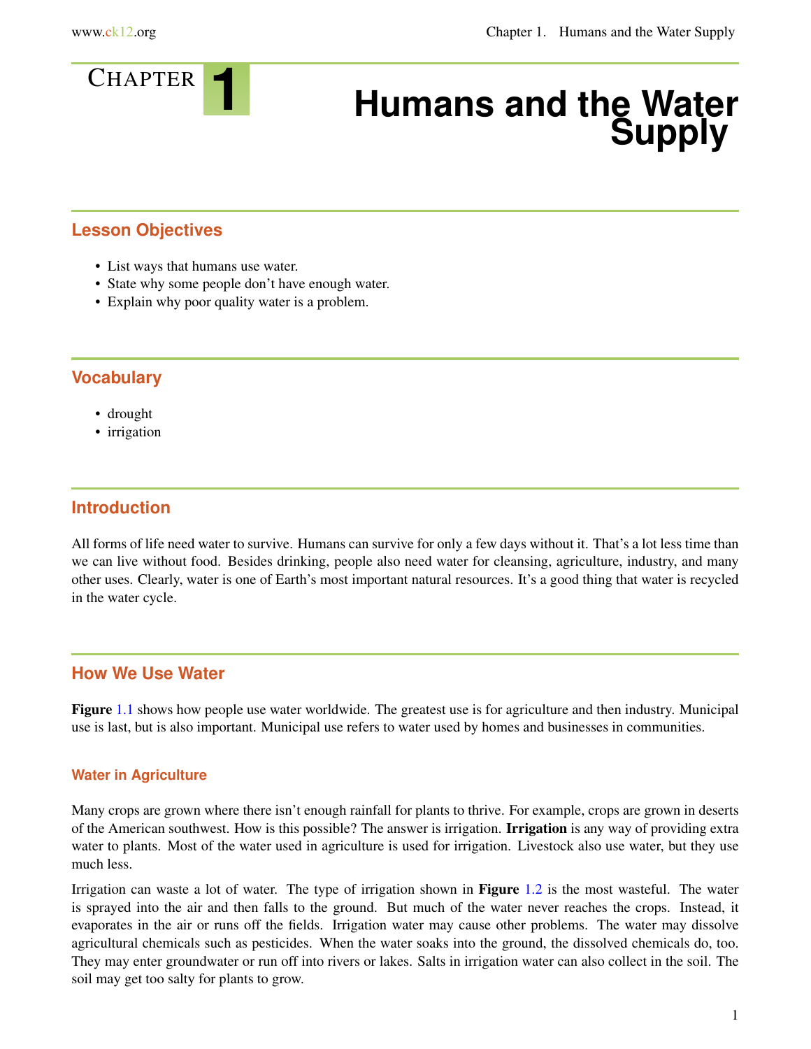# Chapter 1 Humans and the Water Supply

## Lesson Objectives

- List ways that humans use water.
- State why some people don't have enough water.
- Explain why poor quality water is a problem.

## Vocabulary

- drought
- irrigation

## Introduction

All forms of life need water to survive. Humans can survive for only a few days without it. That's a lot less time than we can live without food. Besides drinking, people also need water for cleansing, agriculture, industry, and many other uses. Clearly, water is one of Earth's most important natural resources. It's a good thing that water is recycled in the water cycle.

## How We Use Water

**Figure** 1.1 shows how people use water worldwide. The greatest use is for agriculture and then industry. Municipal use is last, but is also important. Municipal use refers to water used by homes and businesses in communities.

### Water in Agriculture

Many crops are grown where there isn't enough rainfall for plants to thrive. For example, crops are grown in deserts of the American southwest. How is this possible? The answer is irrigation. **Irrigation** is any way of providing extra water to plants. Most of the water used in agriculture is used for irrigation. Livestock also use water, but they use much less.

Irrigation can waste a lot of water. The type of irrigation shown in **Figure** 1.2 is the most wasteful. The water is sprayed into the air and then falls to the ground. But much of the water never reaches the crops. Instead, it evaporates in the air or runs off the fields. Irrigation water may cause other problems. The water may dissolve agricultural chemicals such as pesticides. When the water soaks into the ground, the dissolved chemicals do, too. They may enter groundwater or run off into rivers or lakes. Salts in irrigation water can also collect in the soil. The soil may get too salty for plants to grow.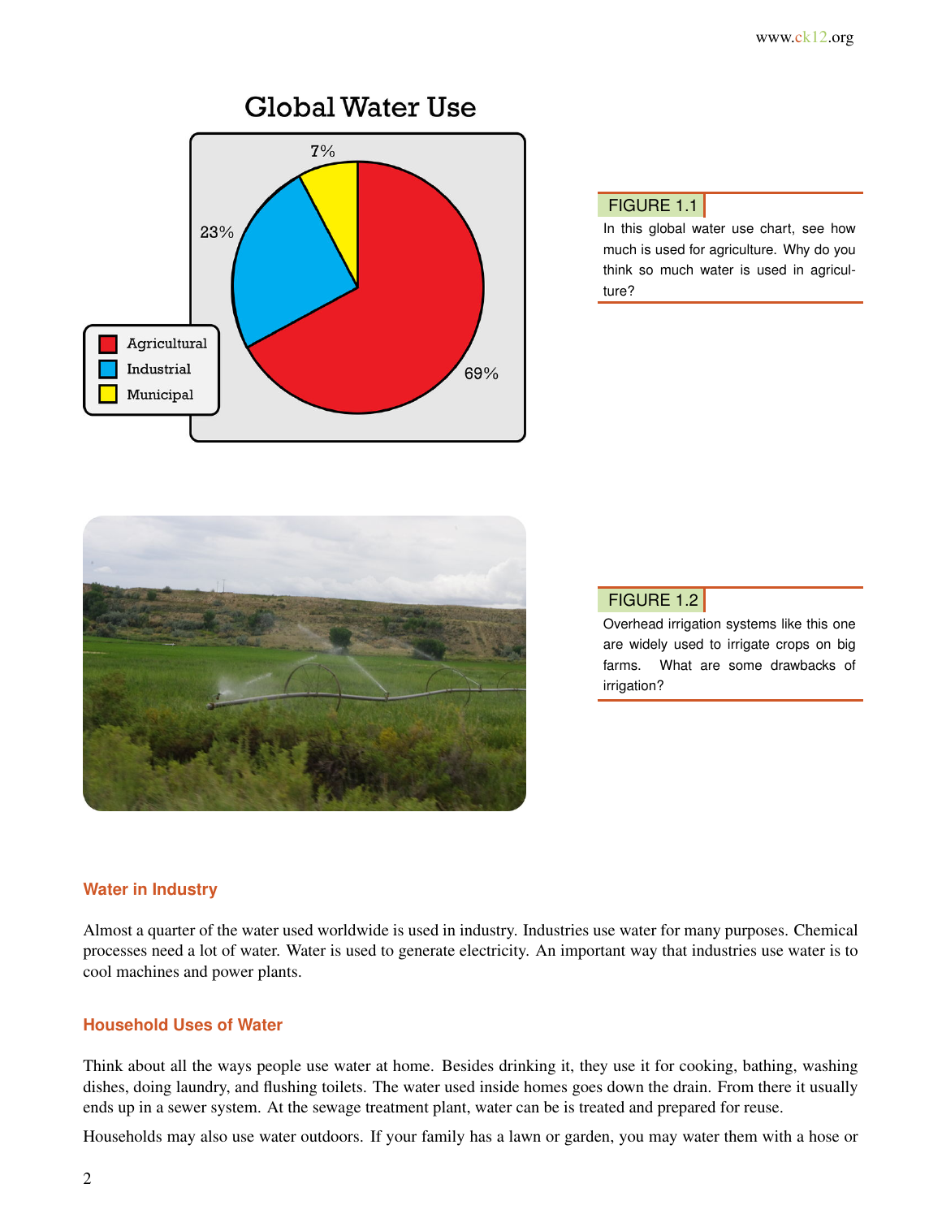FIGURE 1.1

In this global water use chart, see how much is used for agriculture. Why do you think so much water is used in agriculture?

FIGURE 1.2

Overhead irrigation systems like this one are widely used to irrigate crops on big farms. What are some drawbacks of irrigation?

### Water in Industry

Almost a quarter of the water used worldwide is used in industry. Industries use water for many purposes. Chemical processes need a lot of water. Water is used to generate electricity. An important way that industries use water is to cool machines and power plants.

### Household Uses of Water

Think about all the ways people use water at home. Besides drinking it, they use it for cooking, bathing, washing dishes, doing laundry, and flushing toilets. The water used inside homes goes down the drain. From there it usually ends up in a sewer system. At the sewage treatment plant, water can be is treated and prepared for reuse.

Households may also use water outdoors. If your family has a lawn or garden, you may water them with a hose or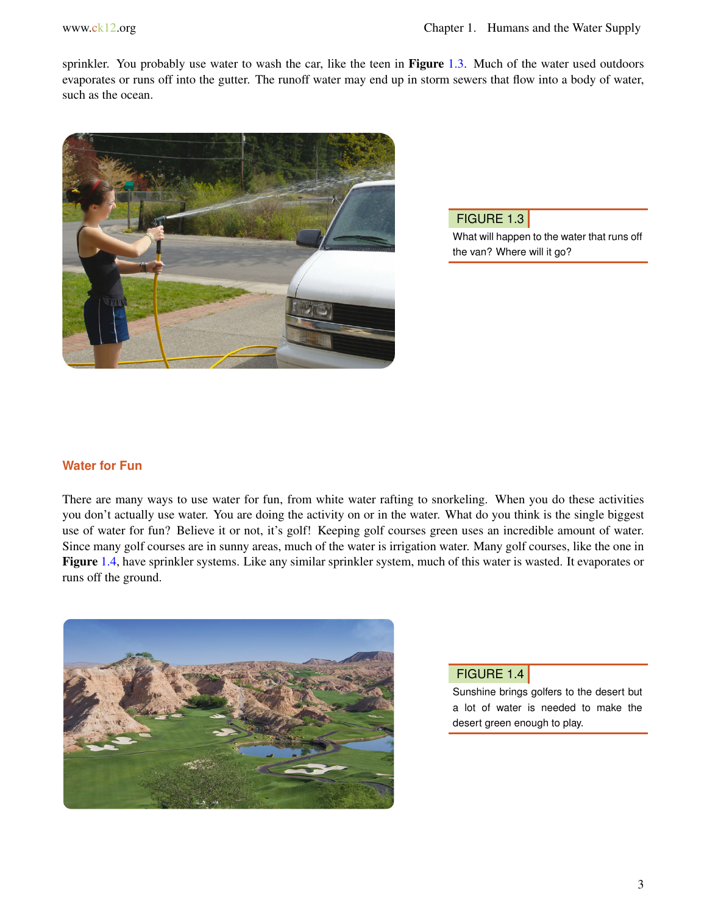sprinkler. You probably use water to wash the car, like the teen in **Figure** 1.3. Much of the water used outdoors evaporates or runs off into the gutter. The runoff water may end up in storm sewers that flow into a body of water, such as the ocean.

FIGURE 1.3
What will happen to the water that runs off the van? Where will it go?

### Water for Fun

There are many ways to use water for fun, from white water rafting to snorkeling. When you do these activities you don't actually use water. You are doing the activity on or in the water. What do you think is the single biggest use of water for fun? Believe it or not, it's golf! Keeping golf courses green uses an incredible amount of water. Since many golf courses are in sunny areas, much of the water is irrigation water. Many golf courses, like the one in **Figure** 1.4, have sprinkler systems. Like any similar sprinkler system, much of this water is wasted. It evaporates or runs off the ground.

FIGURE 1.4
Sunshine brings golfers to the desert but a lot of water is needed to make the desert green enough to play.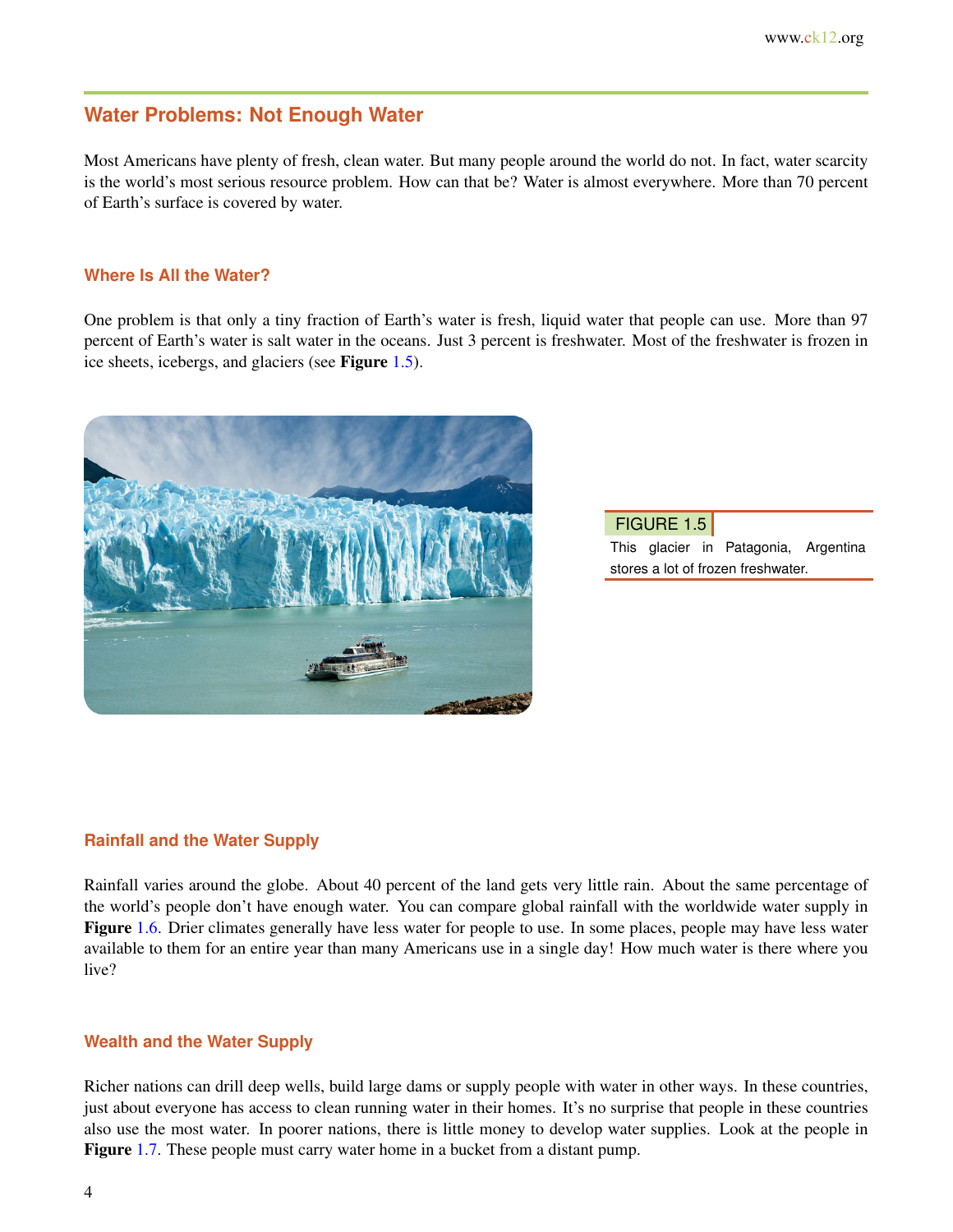## Water Problems: Not Enough Water

Most Americans have plenty of fresh, clean water. But many people around the world do not. In fact, water scarcity is the world's most serious resource problem. How can that be? Water is almost everywhere. More than 70 percent of Earth's surface is covered by water.

### Where Is All the Water?

One problem is that only a tiny fraction of Earth's water is fresh, liquid water that people can use. More than 97 percent of Earth's water is salt water in the oceans. Just 3 percent is freshwater. Most of the freshwater is frozen in ice sheets, icebergs, and glaciers (see **Figure** 1.5).

FIGURE 1.5
This glacier in Patagonia, Argentina stores a lot of frozen freshwater.

### Rainfall and the Water Supply

Rainfall varies around the globe. About 40 percent of the land gets very little rain. About the same percentage of the world's people don't have enough water. You can compare global rainfall with the worldwide water supply in **Figure** 1.6. Drier climates generally have less water for people to use. In some places, people may have less water available to them for an entire year than many Americans use in a single day! How much water is there where you live?

### Wealth and the Water Supply

Richer nations can drill deep wells, build large dams or supply people with water in other ways. In these countries, just about everyone has access to clean running water in their homes. It's no surprise that people in these countries also use the most water. In poorer nations, there is little money to develop water supplies. Look at the people in **Figure** 1.7. These people must carry water home in a bucket from a distant pump.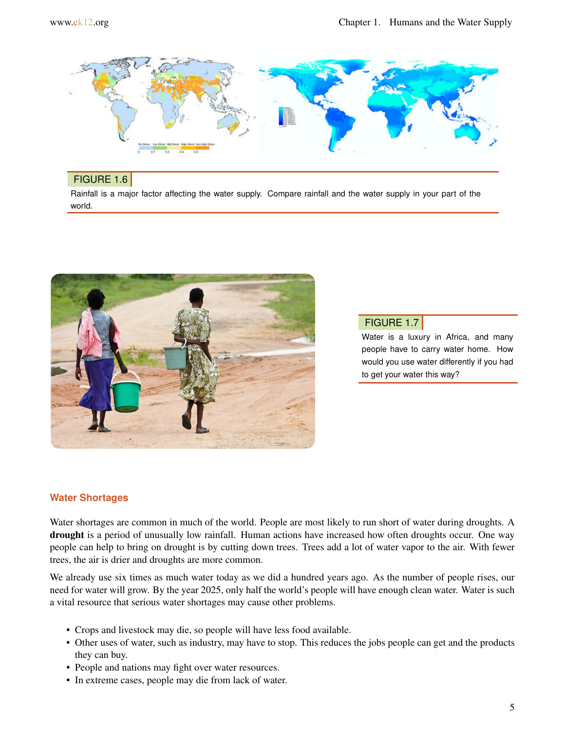FIGURE 1.6

Rainfall is a major factor affecting the water supply. Compare rainfall and the water supply in your part of the world.

FIGURE 1.7

Water is a luxury in Africa, and many people have to carry water home. How would you use water differently if you had to get your water this way?

### Water Shortages

Water shortages are common in much of the world. People are most likely to run short of water during droughts. A **drought** is a period of unusually low rainfall. Human actions have increased how often droughts occur. One way people can help to bring on drought is by cutting down trees. Trees add a lot of water vapor to the air. With fewer trees, the air is drier and droughts are more common.

We already use six times as much water today as we did a hundred years ago. As the number of people rises, our need for water will grow. By the year 2025, only half the world's people will have enough clean water. Water is such a vital resource that serious water shortages may cause other problems.

- Crops and livestock may die, so people will have less food available.
- Other uses of water, such as industry, may have to stop. This reduces the jobs people can get and the products they can buy.
- People and nations may fight over water resources.
- In extreme cases, people may die from lack of water.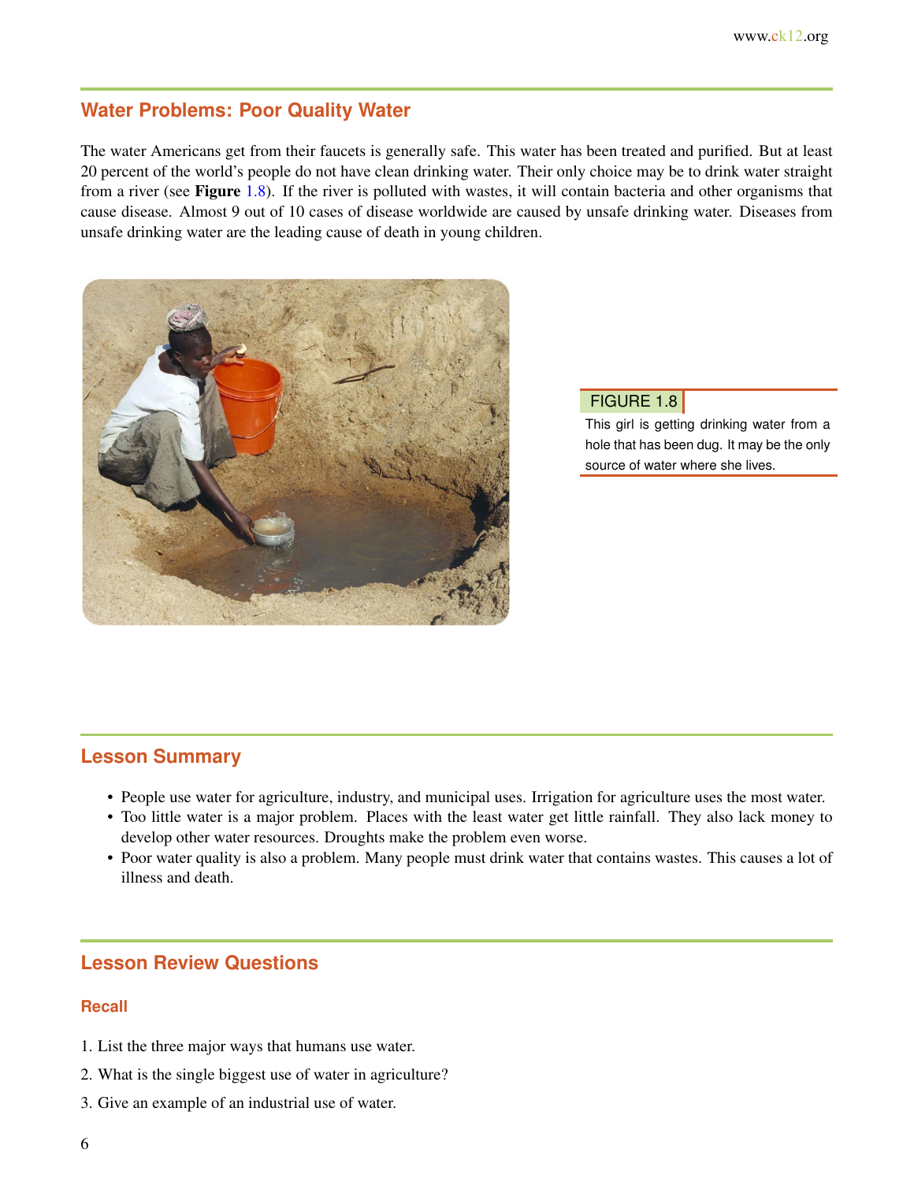## Water Problems: Poor Quality Water

The water Americans get from their faucets is generally safe. This water has been treated and purified. But at least 20 percent of the world's people do not have clean drinking water. Their only choice may be to drink water straight from a river (see **Figure** 1.8). If the river is polluted with wastes, it will contain bacteria and other organisms that cause disease. Almost 9 out of 10 cases of disease worldwide are caused by unsafe drinking water. Diseases from unsafe drinking water are the leading cause of death in young children.

FIGURE 1.8

This girl is getting drinking water from a hole that has been dug. It may be the only source of water where she lives.

## Lesson Summary

- People use water for agriculture, industry, and municipal uses. Irrigation for agriculture uses the most water.
- Too little water is a major problem. Places with the least water get little rainfall. They also lack money to develop other water resources. Droughts make the problem even worse.
- Poor water quality is also a problem. Many people must drink water that contains wastes. This causes a lot of illness and death.

## Lesson Review Questions

### Recall

1. List the three major ways that humans use water.
2. What is the single biggest use of water in agriculture?
3. Give an example of an industrial use of water.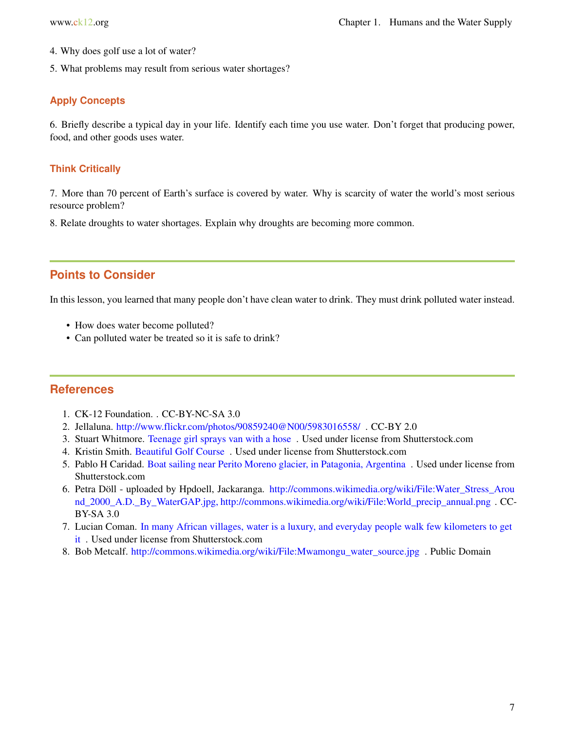4. Why does golf use a lot of water?

5. What problems may result from serious water shortages?

### Apply Concepts

6. Briefly describe a typical day in your life. Identify each time you use water. Don't forget that producing power, food, and other goods uses water.

### Think Critically

7. More than 70 percent of Earth's surface is covered by water. Why is scarcity of water the world's most serious resource problem?

8. Relate droughts to water shortages. Explain why droughts are becoming more common.

## Points to Consider

In this lesson, you learned that many people don't have clean water to drink. They must drink polluted water instead.

- How does water become polluted?
- Can polluted water be treated so it is safe to drink?

## References

1. CK-12 Foundation. . CC-BY-NC-SA 3.0
2. Jellaluna. http://www.flickr.com/photos/90859240@N00/5983016558/ . CC-BY 2.0
3. Stuart Whitmore. Teenage girl sprays van with a hose . Used under license from Shutterstock.com
4. Kristin Smith. Beautiful Golf Course . Used under license from Shutterstock.com
5. Pablo H Caridad. Boat sailing near Perito Moreno glacier, in Patagonia, Argentina . Used under license from Shutterstock.com
6. Petra Döll - uploaded by Hpdoell, Jackaranga. http://commons.wikimedia.org/wiki/File:Water_Stress_Around_2000_A.D._By_WaterGAP.jpg, http://commons.wikimedia.org/wiki/File:World_precip_annual.png . CC-BY-SA 3.0
7. Lucian Coman. In many African villages, water is a luxury, and everyday people walk few kilometers to get it . Used under license from Shutterstock.com
8. Bob Metcalf. http://commons.wikimedia.org/wiki/File:Mwamongu_water_source.jpg . Public Domain